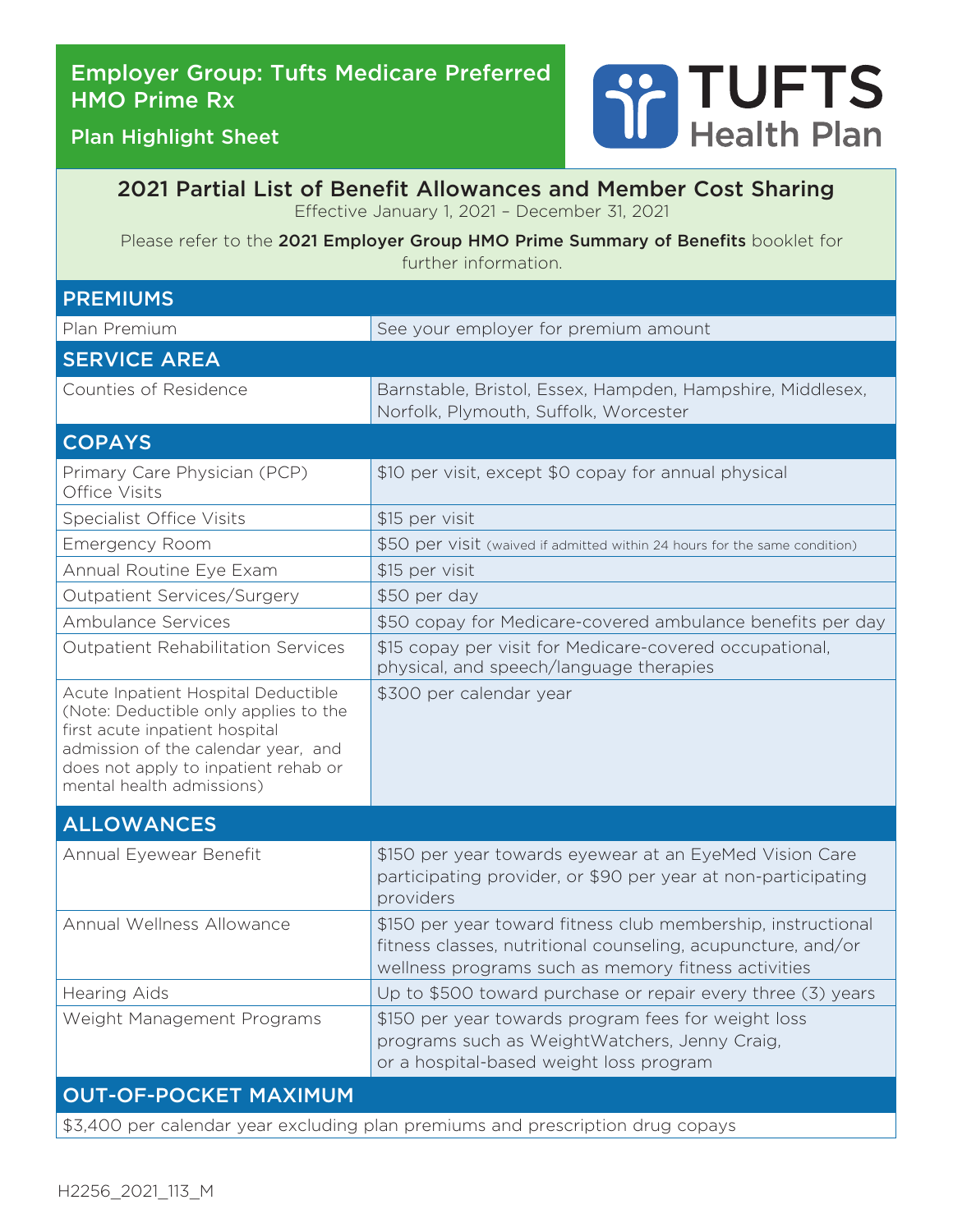# Employer Group: Tufts Medicare Preferred HMO Prime Rx

## Plan Highlight Sheet

TUFTS Health Plan

## 2021 Partial List of Benefit Allowances and Member Cost Sharing

Effective January 1, 2021 – December 31, 2021

Please refer to the **2021 Employer Group HMO Prime Summary of Benefits** booklet for further information.

| PREMIUMS | |
|---|---|
| Plan Premium | See your employer for premium amount |
| **SERVICE AREA** | |
| Counties of Residence | Barnstable, Bristol, Essex, Hampden, Hampshire, Middlesex, Norfolk, Plymouth, Suffolk, Worcester |
| **COPAYS** | |
| Primary Care Physician (PCP) Office Visits | $10 per visit, except $0 copay for annual physical |
| Specialist Office Visits | $15 per visit |
| Emergency Room | $50 per visit (waived if admitted within 24 hours for the same condition) |
| Annual Routine Eye Exam | $15 per visit |
| Outpatient Services/Surgery | $50 per day |
| Ambulance Services | $50 copay for Medicare-covered ambulance benefits per day |
| Outpatient Rehabilitation Services | $15 copay per visit for Medicare-covered occupational, physical, and speech/language therapies |
| Acute Inpatient Hospital Deductible (Note: Deductible only applies to the first acute inpatient hospital admission of the calendar year, and does not apply to inpatient rehab or mental health admissions) | $300 per calendar year |
| **ALLOWANCES** | |
| Annual Eyewear Benefit | $150 per year towards eyewear at an EyeMed Vision Care participating provider, or $90 per year at non-participating providers |
| Annual Wellness Allowance | $150 per year toward fitness club membership, instructional fitness classes, nutritional counseling, acupuncture, and/or wellness programs such as memory fitness activities |
| Hearing Aids | Up to $500 toward purchase or repair every three (3) years |
| Weight Management Programs | $150 per year towards program fees for weight loss programs such as WeightWatchers, Jenny Craig, or a hospital-based weight loss program |
| **OUT-OF-POCKET MAXIMUM** | |
| $3,400 per calendar year excluding plan premiums and prescription drug copays | |

H2256_2021_113_M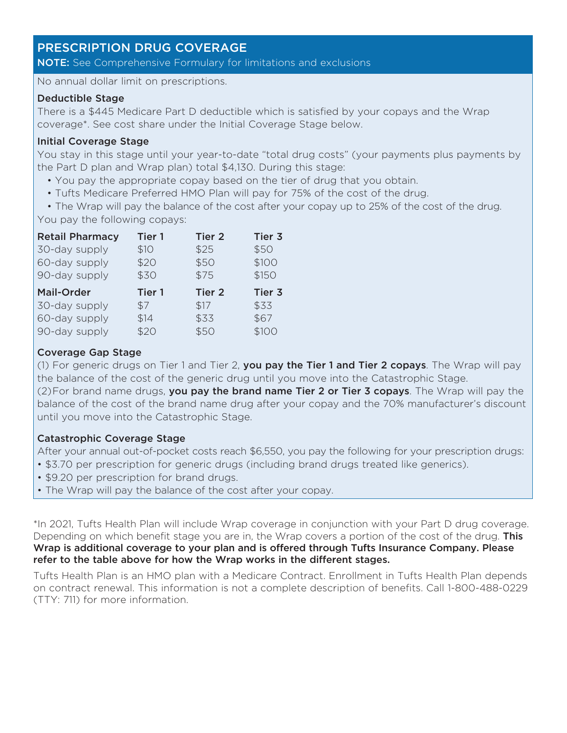## PRESCRIPTION DRUG COVERAGE

**NOTE:** See Comprehensive Formulary for limitations and exclusions

No annual dollar limit on prescriptions.

### Deductible Stage

There is a $445 Medicare Part D deductible which is satisfied by your copays and the Wrap coverage*. See cost share under the Initial Coverage Stage below.

### Initial Coverage Stage

You stay in this stage until your year-to-date "total drug costs" (your payments plus payments by the Part D plan and Wrap plan) total $4,130. During this stage:

- You pay the appropriate copay based on the tier of drug that you obtain.
- Tufts Medicare Preferred HMO Plan will pay for 75% of the cost of the drug.
- The Wrap will pay the balance of the cost after your copay up to 25% of the cost of the drug.

You pay the following copays:

| Retail Pharmacy | Tier 1 | Tier 2 | Tier 3 |
|---|---|---|---|
| 30-day supply | $10 | $25 | $50 |
| 60-day supply | $20 | $50 | $100 |
| 90-day supply | $30 | $75 | $150 |
| **Mail-Order** | **Tier 1** | **Tier 2** | **Tier 3** |
| 30-day supply | $7 | $17 | $33 |
| 60-day supply | $14 | $33 | $67 |
| 90-day supply | $20 | $50 | $100 |

### Coverage Gap Stage

(1) For generic drugs on Tier 1 and Tier 2, **you pay the Tier 1 and Tier 2 copays**. The Wrap will pay the balance of the cost of the generic drug until you move into the Catastrophic Stage.

(2)For brand name drugs, **you pay the brand name Tier 2 or Tier 3 copays**. The Wrap will pay the balance of the cost of the brand name drug after your copay and the 70% manufacturer's discount until you move into the Catastrophic Stage.

### Catastrophic Coverage Stage

After your annual out-of-pocket costs reach $6,550, you pay the following for your prescription drugs:

- $3.70 per prescription for generic drugs (including brand drugs treated like generics).
- $9.20 per prescription for brand drugs.
- The Wrap will pay the balance of the cost after your copay.

*In 2021, Tufts Health Plan will include Wrap coverage in conjunction with your Part D drug coverage. Depending on which benefit stage you are in, the Wrap covers a portion of the cost of the drug. **This Wrap is additional coverage to your plan and is offered through Tufts Insurance Company. Please refer to the table above for how the Wrap works in the different stages.**

Tufts Health Plan is an HMO plan with a Medicare Contract. Enrollment in Tufts Health Plan depends on contract renewal. This information is not a complete description of benefits. Call 1-800-488-0229 (TTY: 711) for more information.